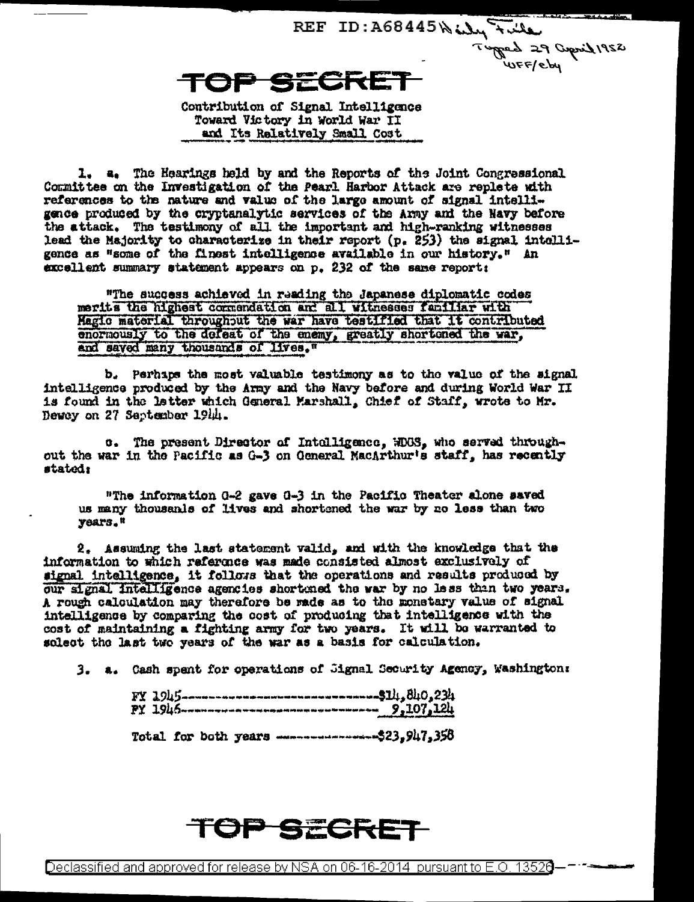REF ID:A68445 Daily file

Typed 29 April 1952
WFF/eby

**TOP SECRET**

Contribution of Signal Intelligence
Toward Victory in World War II
and Its Relatively Small Cost

1. a. The Hearings held by and the Reports of the Joint Congressional Committee on the Investigation of the Pearl Harbor Attack are replete with references to the nature and value of the large amount of signal intelligence produced by the cryptanalytic services of the Army and the Navy before the attack. The testimony of all the important and high-ranking witnesses lead the Majority to characterize in their report (p. 253) the signal intelligence as "some of the finest intelligence available in our history." An excellent summary statement appears on p. 232 of the same report:

> "The success achieved in reading the Japanese diplomatic codes merits the highest commendation and all witnesses familiar with Magic material throughout the war have testified that it contributed enormously to the defeat of the enemy, greatly shortened the war, and saved many thousands of lives."

b. Perhaps the most valuable testimony as to the value of the signal intelligence produced by the Army and the Navy before and during World War II is found in the letter which General Marshall, Chief of Staff, wrote to Mr. Dewey on 27 September 1944.

c. The present Director of Intelligence, WDGS, who served throughout the war in the Pacific as G-3 on General MacArthur's staff, has recently stated:

> "The information G-2 gave G-3 in the Pacific Theater alone saved us many thousands of lives and shortened the war by no less than two years."

2. Assuming the last statement valid, and with the knowledge that the information to which reference was made consisted almost exclusively of signal intelligence, it follows that the operations and results produced by our signal intelligence agencies shortened the war by no less than two years. A rough calculation may therefore be made as to the monetary value of signal intelligence by comparing the cost of producing that intelligence with the cost of maintaining a fighting army for two years. It will be warranted to select the last two years of the war as a basis for calculation.

3. a. Cash spent for operations of Signal Security Agency, Washington:

FY 1945-------------------------------$14,840,234
FY 1946-------------------------------  9,107,124

Total for both years ----------------$23,947,358

**TOP SECRET**

Declassified and approved for release by NSA on 06-16-2014 pursuant to E.O. 13526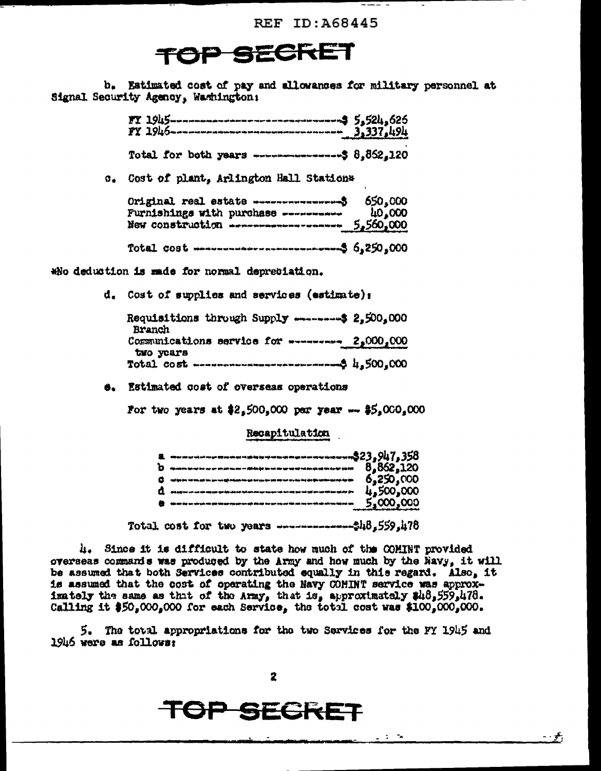REF ID:A68445

TOP SECRET

b. Estimated cost of pay and allowances for military personnel at Signal Security Agency, Washington:

| | |
|---|---|
| FY 1945 | $ 5,524,626 |
| FY 1946 | 3,337,494 |
| Total for both years | $ 8,862,120 |

c. Cost of plant, Arlington Hall Station*

| | |
|---|---|
| Original real estate | $ 650,000 |
| Furnishings with purchase | 40,000 |
| New construction | 5,560,000 |
| Total cost | $ 6,250,000 |

*No deduction is made for normal depreciation.

d. Cost of supplies and services (estimate):

| | |
|---|---|
| Requisitions through Supply Branch | $ 2,500,000 |
| Communications service for two years | 2,000,000 |
| Total cost | $ 4,500,000 |

e. Estimated cost of overseas operations

For two years at $2,500,000 per year -- $5,000,000

Recapitulation

| | |
|---|---|
| a | $23,947,358 |
| b | 8,862,120 |
| c | 6,250,000 |
| d | 4,500,000 |
| e | 5,000,000 |
| Total cost for two years | $48,559,478 |

4. Since it is difficult to state how much of the COMINT provided overseas commands was produced by the Army and how much by the Navy, it will be assumed that both Services contributed equally in this regard. Also, it is assumed that the cost of operating the Navy COMINT service was approximately the same as that of the Army, that is, approximately $48,559,478. Calling it $50,000,000 for each Service, the total cost was $100,000,000.

5. The total appropriations for the two Services for the FY 1945 and 1946 were as follows:

TOP SECRET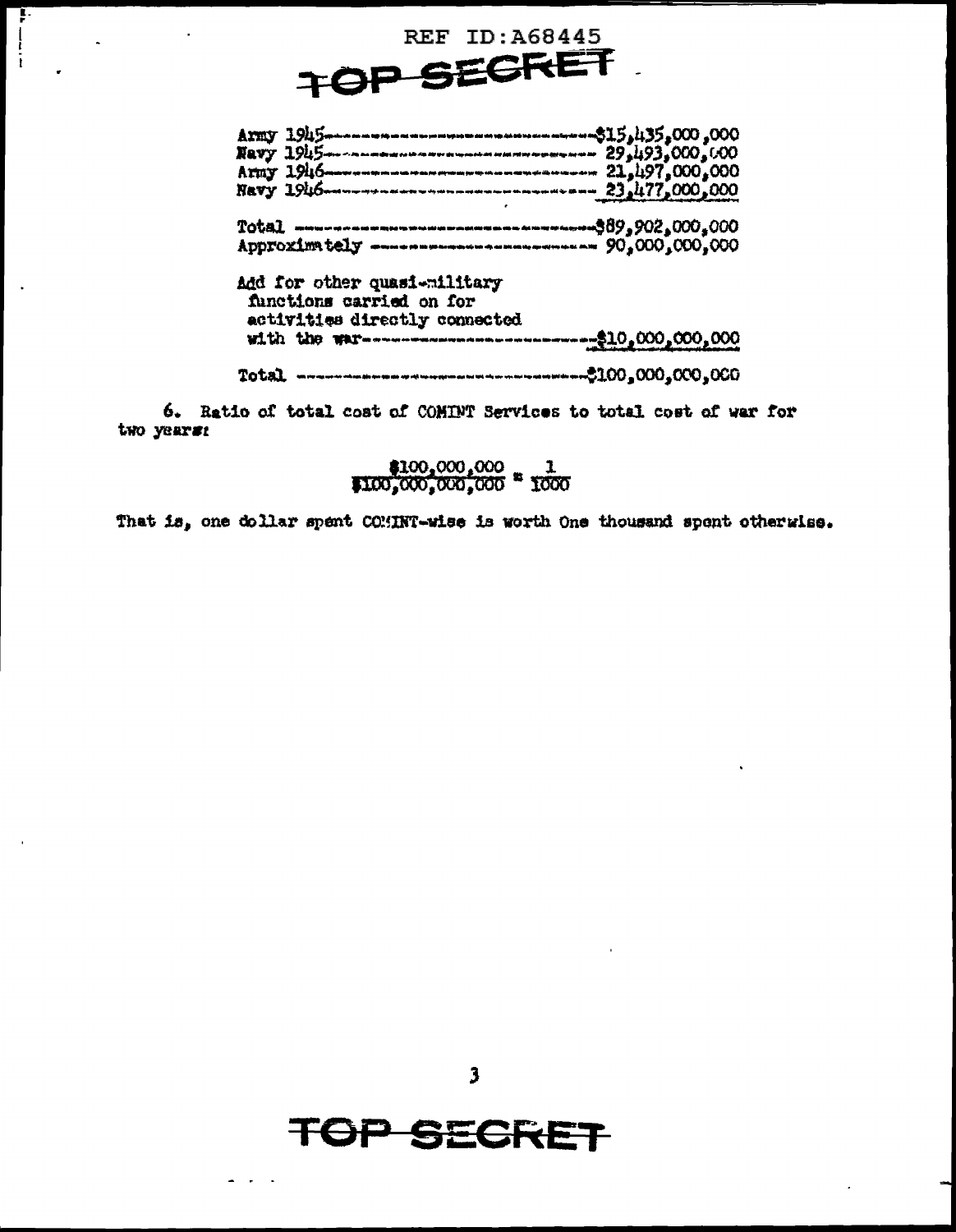REF ID:A68445

TOP SECRET

| | |
|---|---|
| Army 1945 | $15,435,000,000 |
| Navy 1945 | 29,493,000,000 |
| Army 1946 | 21,497,000,000 |
| Navy 1946 | 23,477,000,000 |
| Total | $89,902,000,000 |
| Approximately | 90,000,000,000 |
| Add for other quasi-military functions carried on for activities directly connected with the war | $10,000,000,000 |
| Total | $100,000,000,000 |

6. Ratio of total cost of COMINT Services to total cost of war for two years:

$$\frac{\$100,000,000}{\$100,000,000,000} = \frac{1}{1000}$$

That is, one dollar spent COMINT-wise is worth One thousand spent otherwise.

TOP SECRET